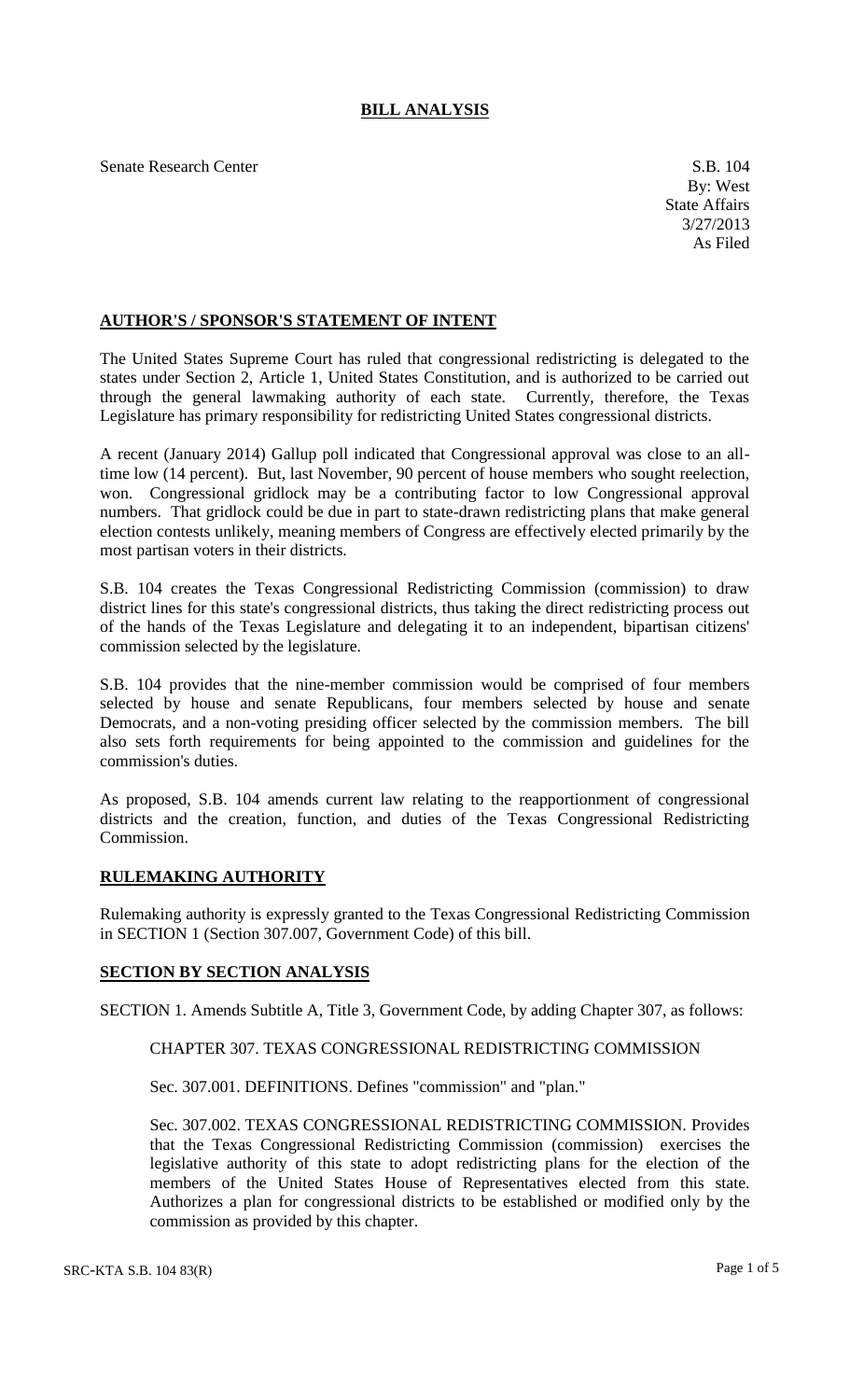# BILL ANALYSIS

Senate Research Center

S.B. 104
By: West
State Affairs
3/27/2013
As Filed

## AUTHOR'S / SPONSOR'S STATEMENT OF INTENT

The United States Supreme Court has ruled that congressional redistricting is delegated to the states under Section 2, Article 1, United States Constitution, and is authorized to be carried out through the general lawmaking authority of each state. Currently, therefore, the Texas Legislature has primary responsibility for redistricting United States congressional districts.

A recent (January 2014) Gallup poll indicated that Congressional approval was close to an all-time low (14 percent). But, last November, 90 percent of house members who sought reelection, won. Congressional gridlock may be a contributing factor to low Congressional approval numbers. That gridlock could be due in part to state-drawn redistricting plans that make general election contests unlikely, meaning members of Congress are effectively elected primarily by the most partisan voters in their districts.

S.B. 104 creates the Texas Congressional Redistricting Commission (commission) to draw district lines for this state's congressional districts, thus taking the direct redistricting process out of the hands of the Texas Legislature and delegating it to an independent, bipartisan citizens' commission selected by the legislature.

S.B. 104 provides that the nine-member commission would be comprised of four members selected by house and senate Republicans, four members selected by house and senate Democrats, and a non-voting presiding officer selected by the commission members. The bill also sets forth requirements for being appointed to the commission and guidelines for the commission's duties.

As proposed, S.B. 104 amends current law relating to the reapportionment of congressional districts and the creation, function, and duties of the Texas Congressional Redistricting Commission.

## RULEMAKING AUTHORITY

Rulemaking authority is expressly granted to the Texas Congressional Redistricting Commission in SECTION 1 (Section 307.007, Government Code) of this bill.

## SECTION BY SECTION ANALYSIS

SECTION 1. Amends Subtitle A, Title 3, Government Code, by adding Chapter 307, as follows:

CHAPTER 307. TEXAS CONGRESSIONAL REDISTRICTING COMMISSION

Sec. 307.001. DEFINITIONS. Defines "commission" and "plan."

Sec. 307.002. TEXAS CONGRESSIONAL REDISTRICTING COMMISSION. Provides that the Texas Congressional Redistricting Commission (commission) exercises the legislative authority of this state to adopt redistricting plans for the election of the members of the United States House of Representatives elected from this state. Authorizes a plan for congressional districts to be established or modified only by the commission as provided by this chapter.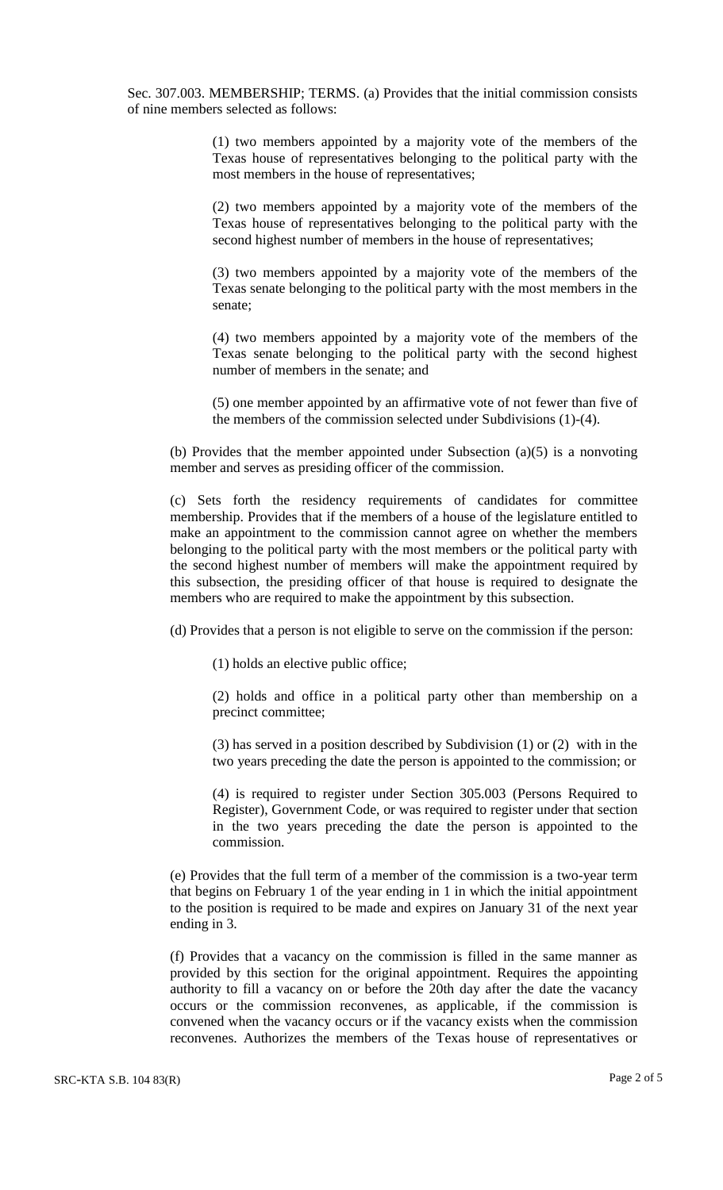Sec. 307.003. MEMBERSHIP; TERMS. (a) Provides that the initial commission consists of nine members selected as follows:

> (1) two members appointed by a majority vote of the members of the Texas house of representatives belonging to the political party with the most members in the house of representatives;
>
> (2) two members appointed by a majority vote of the members of the Texas house of representatives belonging to the political party with the second highest number of members in the house of representatives;
>
> (3) two members appointed by a majority vote of the members of the Texas senate belonging to the political party with the most members in the senate;
>
> (4) two members appointed by a majority vote of the members of the Texas senate belonging to the political party with the second highest number of members in the senate; and
>
> (5) one member appointed by an affirmative vote of not fewer than five of the members of the commission selected under Subdivisions (1)-(4).

(b) Provides that the member appointed under Subsection (a)(5) is a nonvoting member and serves as presiding officer of the commission.

(c) Sets forth the residency requirements of candidates for committee membership. Provides that if the members of a house of the legislature entitled to make an appointment to the commission cannot agree on whether the members belonging to the political party with the most members or the political party with the second highest number of members will make the appointment required by this subsection, the presiding officer of that house is required to designate the members who are required to make the appointment by this subsection.

(d) Provides that a person is not eligible to serve on the commission if the person:

> (1) holds an elective public office;
>
> (2) holds and office in a political party other than membership on a precinct committee;
>
> (3) has served in a position described by Subdivision (1) or (2) with in the two years preceding the date the person is appointed to the commission; or
>
> (4) is required to register under Section 305.003 (Persons Required to Register), Government Code, or was required to register under that section in the two years preceding the date the person is appointed to the commission.

(e) Provides that the full term of a member of the commission is a two-year term that begins on February 1 of the year ending in 1 in which the initial appointment to the position is required to be made and expires on January 31 of the next year ending in 3.

(f) Provides that a vacancy on the commission is filled in the same manner as provided by this section for the original appointment. Requires the appointing authority to fill a vacancy on or before the 20th day after the date the vacancy occurs or the commission reconvenes, as applicable, if the commission is convened when the vacancy occurs or if the vacancy exists when the commission reconvenes. Authorizes the members of the Texas house of representatives or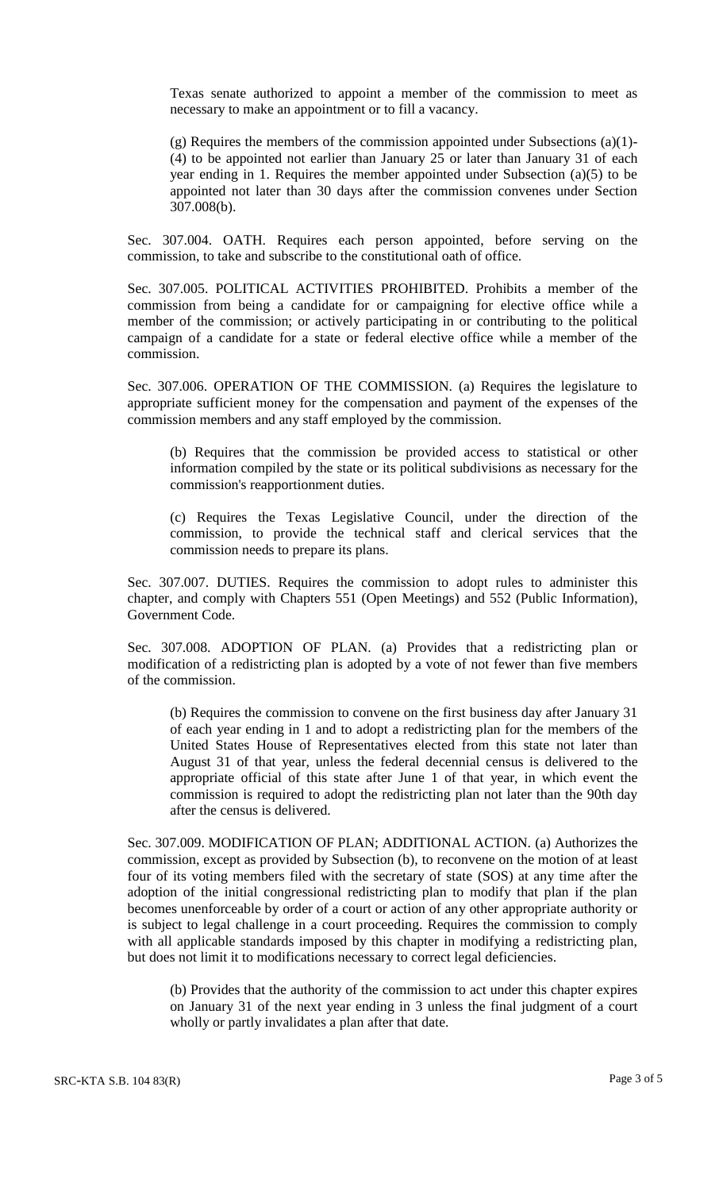Texas senate authorized to appoint a member of the commission to meet as necessary to make an appointment or to fill a vacancy.

(g) Requires the members of the commission appointed under Subsections (a)(1)-(4) to be appointed not earlier than January 25 or later than January 31 of each year ending in 1. Requires the member appointed under Subsection (a)(5) to be appointed not later than 30 days after the commission convenes under Section 307.008(b).

Sec. 307.004. OATH. Requires each person appointed, before serving on the commission, to take and subscribe to the constitutional oath of office.

Sec. 307.005. POLITICAL ACTIVITIES PROHIBITED. Prohibits a member of the commission from being a candidate for or campaigning for elective office while a member of the commission; or actively participating in or contributing to the political campaign of a candidate for a state or federal elective office while a member of the commission.

Sec. 307.006. OPERATION OF THE COMMISSION. (a) Requires the legislature to appropriate sufficient money for the compensation and payment of the expenses of the commission members and any staff employed by the commission.

(b) Requires that the commission be provided access to statistical or other information compiled by the state or its political subdivisions as necessary for the commission's reapportionment duties.

(c) Requires the Texas Legislative Council, under the direction of the commission, to provide the technical staff and clerical services that the commission needs to prepare its plans.

Sec. 307.007. DUTIES. Requires the commission to adopt rules to administer this chapter, and comply with Chapters 551 (Open Meetings) and 552 (Public Information), Government Code.

Sec. 307.008. ADOPTION OF PLAN. (a) Provides that a redistricting plan or modification of a redistricting plan is adopted by a vote of not fewer than five members of the commission.

(b) Requires the commission to convene on the first business day after January 31 of each year ending in 1 and to adopt a redistricting plan for the members of the United States House of Representatives elected from this state not later than August 31 of that year, unless the federal decennial census is delivered to the appropriate official of this state after June 1 of that year, in which event the commission is required to adopt the redistricting plan not later than the 90th day after the census is delivered.

Sec. 307.009. MODIFICATION OF PLAN; ADDITIONAL ACTION. (a) Authorizes the commission, except as provided by Subsection (b), to reconvene on the motion of at least four of its voting members filed with the secretary of state (SOS) at any time after the adoption of the initial congressional redistricting plan to modify that plan if the plan becomes unenforceable by order of a court or action of any other appropriate authority or is subject to legal challenge in a court proceeding. Requires the commission to comply with all applicable standards imposed by this chapter in modifying a redistricting plan, but does not limit it to modifications necessary to correct legal deficiencies.

(b) Provides that the authority of the commission to act under this chapter expires on January 31 of the next year ending in 3 unless the final judgment of a court wholly or partly invalidates a plan after that date.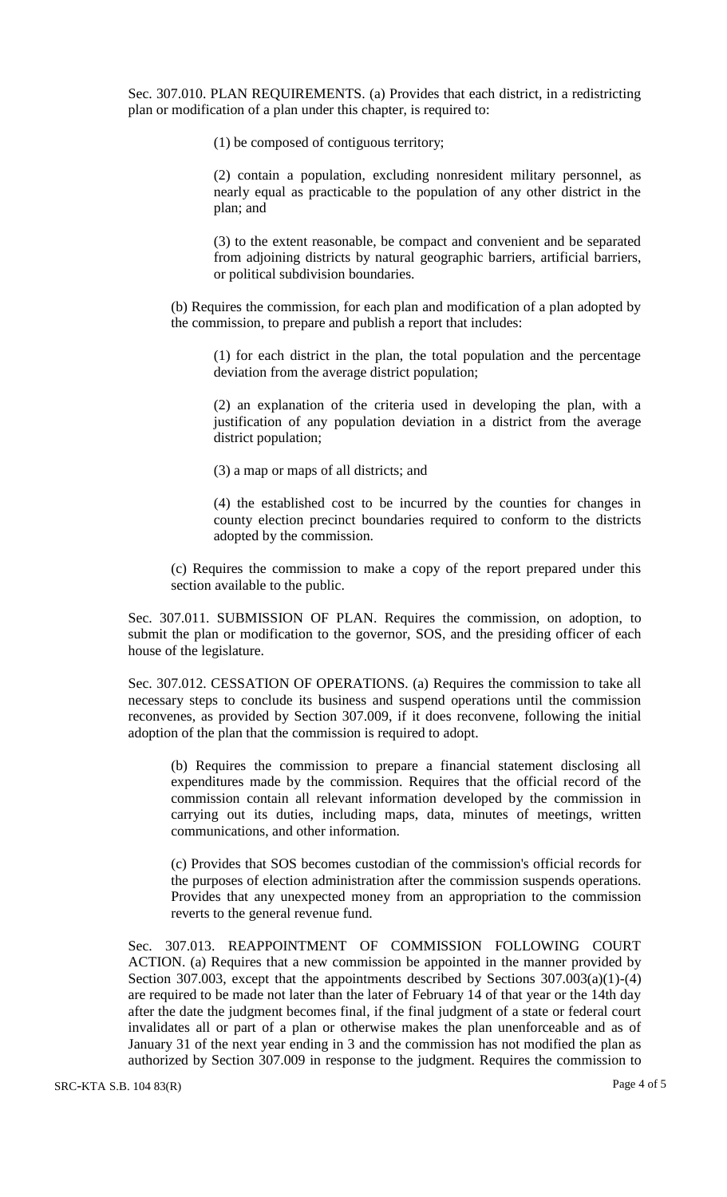Sec. 307.010. PLAN REQUIREMENTS. (a) Provides that each district, in a redistricting plan or modification of a plan under this chapter, is required to:

(1) be composed of contiguous territory;

(2) contain a population, excluding nonresident military personnel, as nearly equal as practicable to the population of any other district in the plan; and

(3) to the extent reasonable, be compact and convenient and be separated from adjoining districts by natural geographic barriers, artificial barriers, or political subdivision boundaries.

(b) Requires the commission, for each plan and modification of a plan adopted by the commission, to prepare and publish a report that includes:

(1) for each district in the plan, the total population and the percentage deviation from the average district population;

(2) an explanation of the criteria used in developing the plan, with a justification of any population deviation in a district from the average district population;

(3) a map or maps of all districts; and

(4) the established cost to be incurred by the counties for changes in county election precinct boundaries required to conform to the districts adopted by the commission.

(c) Requires the commission to make a copy of the report prepared under this section available to the public.

Sec. 307.011. SUBMISSION OF PLAN. Requires the commission, on adoption, to submit the plan or modification to the governor, SOS, and the presiding officer of each house of the legislature.

Sec. 307.012. CESSATION OF OPERATIONS. (a) Requires the commission to take all necessary steps to conclude its business and suspend operations until the commission reconvenes, as provided by Section 307.009, if it does reconvene, following the initial adoption of the plan that the commission is required to adopt.

(b) Requires the commission to prepare a financial statement disclosing all expenditures made by the commission. Requires that the official record of the commission contain all relevant information developed by the commission in carrying out its duties, including maps, data, minutes of meetings, written communications, and other information.

(c) Provides that SOS becomes custodian of the commission's official records for the purposes of election administration after the commission suspends operations. Provides that any unexpected money from an appropriation to the commission reverts to the general revenue fund.

Sec. 307.013. REAPPOINTMENT OF COMMISSION FOLLOWING COURT ACTION. (a) Requires that a new commission be appointed in the manner provided by Section 307.003, except that the appointments described by Sections 307.003(a)(1)-(4) are required to be made not later than the later of February 14 of that year or the 14th day after the date the judgment becomes final, if the final judgment of a state or federal court invalidates all or part of a plan or otherwise makes the plan unenforceable and as of January 31 of the next year ending in 3 and the commission has not modified the plan as authorized by Section 307.009 in response to the judgment. Requires the commission to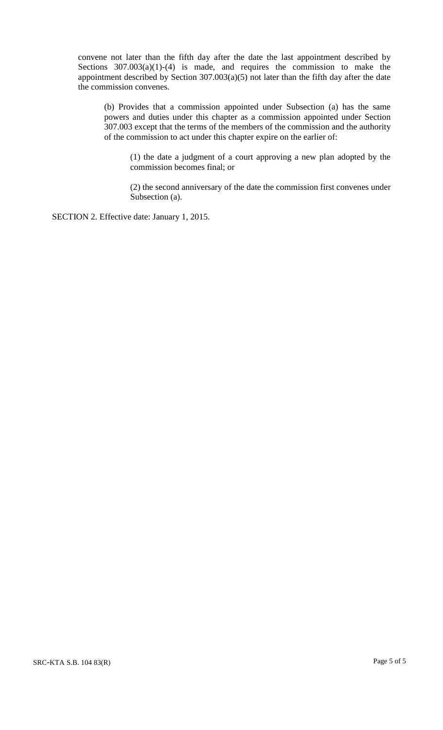convene not later than the fifth day after the date the last appointment described by Sections 307.003(a)(1)-(4) is made, and requires the commission to make the appointment described by Section 307.003(a)(5) not later than the fifth day after the date the commission convenes.

(b) Provides that a commission appointed under Subsection (a) has the same powers and duties under this chapter as a commission appointed under Section 307.003 except that the terms of the members of the commission and the authority of the commission to act under this chapter expire on the earlier of:

(1) the date a judgment of a court approving a new plan adopted by the commission becomes final; or

(2) the second anniversary of the date the commission first convenes under Subsection (a).

SECTION 2. Effective date: January 1, 2015.